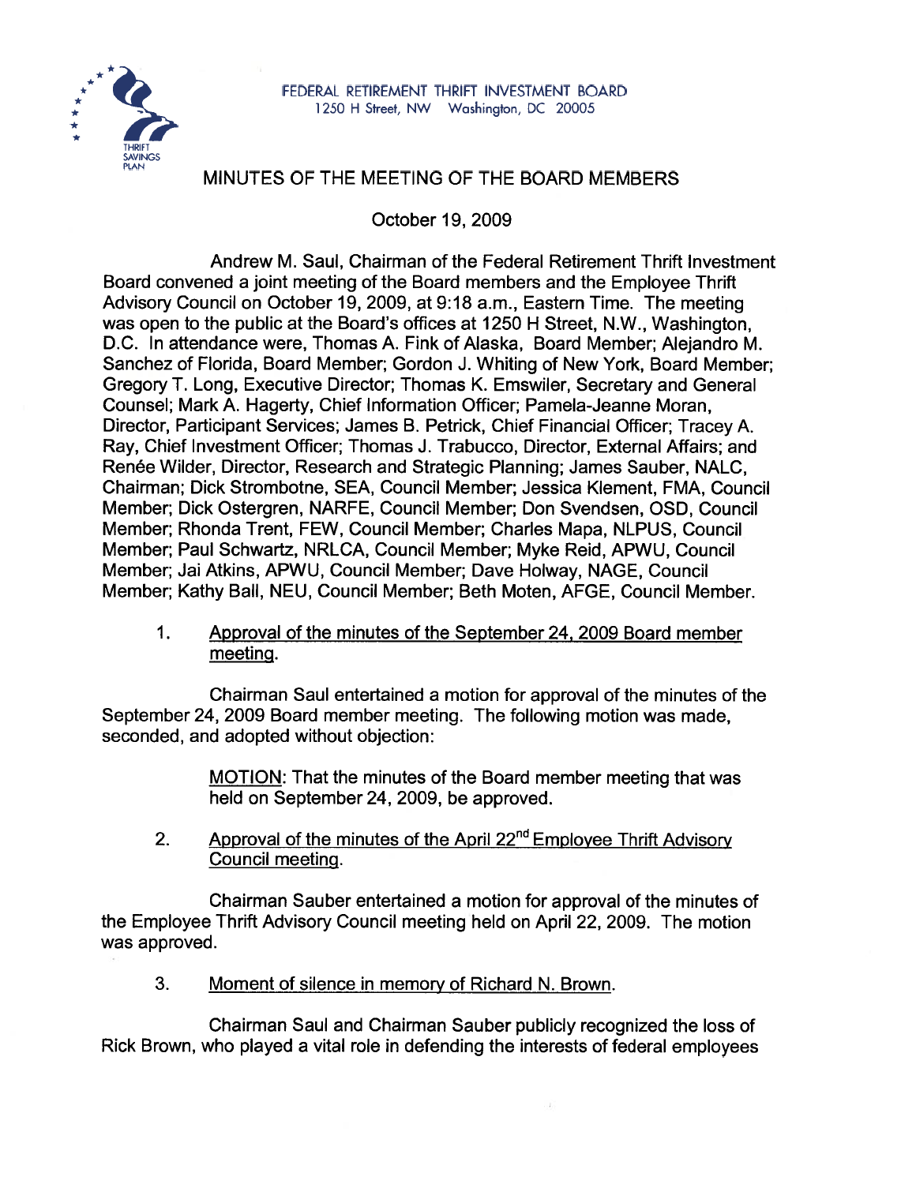FEDERAL RETIREMENT THRIFT INVESTMENT BOARD
1250 H Street, NW Washington, DC 20005

# MINUTES OF THE MEETING OF THE BOARD MEMBERS

October 19, 2009

Andrew M. Saul, Chairman of the Federal Retirement Thrift Investment Board convened a joint meeting of the Board members and the Employee Thrift Advisory Council on October 19, 2009, at 9:18 a.m., Eastern Time. The meeting was open to the public at the Board's offices at 1250 H Street, N.W., Washington, D.C. In attendance were, Thomas A. Fink of Alaska, Board Member; Alejandro M. Sanchez of Florida, Board Member; Gordon J. Whiting of New York, Board Member; Gregory T. Long, Executive Director; Thomas K. Emswiler, Secretary and General Counsel; Mark A. Hagerty, Chief Information Officer; Pamela-Jeanne Moran, Director, Participant Services; James B. Petrick, Chief Financial Officer; Tracey A. Ray, Chief Investment Officer; Thomas J. Trabucco, Director, External Affairs; and Renée Wilder, Director, Research and Strategic Planning; James Sauber, NALC, Chairman; Dick Strombotne, SEA, Council Member; Jessica Klement, FMA, Council Member; Dick Ostergren, NARFE, Council Member; Don Svendsen, OSD, Council Member; Rhonda Trent, FEW, Council Member; Charles Mapa, NLPUS, Council Member; Paul Schwartz, NRLCA, Council Member; Myke Reid, APWU, Council Member; Jai Atkins, APWU, Council Member; Dave Holway, NAGE, Council Member; Kathy Ball, NEU, Council Member; Beth Moten, AFGE, Council Member.

1. Approval of the minutes of the September 24, 2009 Board member meeting.

Chairman Saul entertained a motion for approval of the minutes of the September 24, 2009 Board member meeting. The following motion was made, seconded, and adopted without objection:

> MOTION: That the minutes of the Board member meeting that was held on September 24, 2009, be approved.

2. Approval of the minutes of the April 22nd Employee Thrift Advisory Council meeting.

Chairman Sauber entertained a motion for approval of the minutes of the Employee Thrift Advisory Council meeting held on April 22, 2009. The motion was approved.

3. Moment of silence in memory of Richard N. Brown.

Chairman Saul and Chairman Sauber publicly recognized the loss of Rick Brown, who played a vital role in defending the interests of federal employees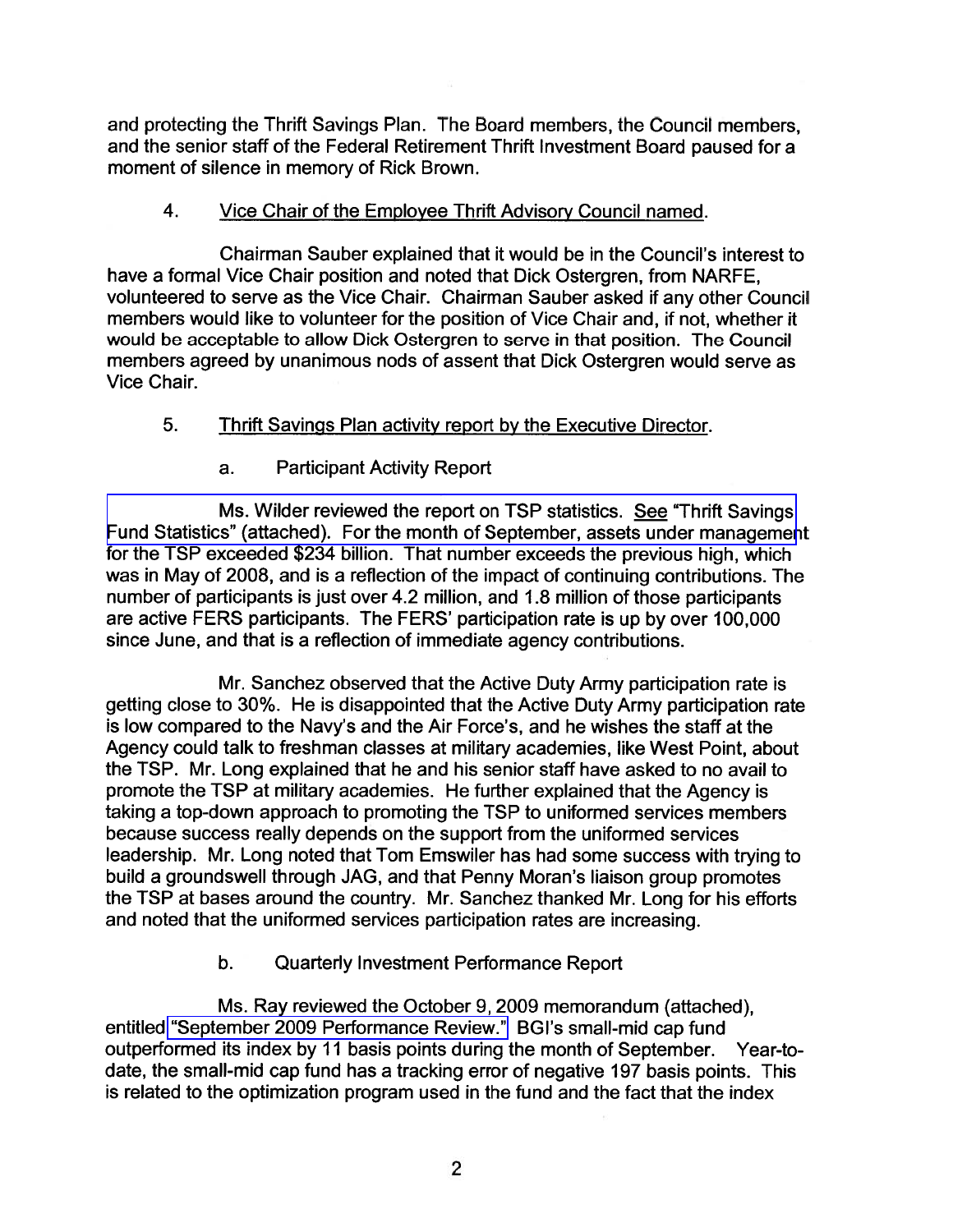and protecting the Thrift Savings Plan. The Board members, the Council members, and the senior staff of the Federal Retirement Thrift Investment Board paused for a moment of silence in memory of Rick Brown.

4. <u>Vice Chair of the Employee Thrift Advisory Council named</u>.

Chairman Sauber explained that it would be in the Council's interest to have a formal Vice Chair position and noted that Dick Ostergren, from NARFE, volunteered to serve as the Vice Chair. Chairman Sauber asked if any other Council members would like to volunteer for the position of Vice Chair and, if not, whether it would be acceptable to allow Dick Ostergren to serve in that position. The Council members agreed by unanimous nods of assent that Dick Ostergren would serve as Vice Chair.

5. <u>Thrift Savings Plan activity report by the Executive Director</u>.

a. Participant Activity Report

Ms. Wilder reviewed the report on TSP statistics. <u>See</u> "Thrift Savings Fund Statistics" (attached). For the month of September, assets under management for the TSP exceeded $234 billion. That number exceeds the previous high, which was in May of 2008, and is a reflection of the impact of continuing contributions. The number of participants is just over 4.2 million, and 1.8 million of those participants are active FERS participants. The FERS' participation rate is up by over 100,000 since June, and that is a reflection of immediate agency contributions.

Mr. Sanchez observed that the Active Duty Army participation rate is getting close to 30%. He is disappointed that the Active Duty Army participation rate is low compared to the Navy's and the Air Force's, and he wishes the staff at the Agency could talk to freshman classes at military academies, like West Point, about the TSP. Mr. Long explained that he and his senior staff have asked to no avail to promote the TSP at military academies. He further explained that the Agency is taking a top-down approach to promoting the TSP to uniformed services members because success really depends on the support from the uniformed services leadership. Mr. Long noted that Tom Emswiler has had some success with trying to build a groundswell through JAG, and that Penny Moran's liaison group promotes the TSP at bases around the country. Mr. Sanchez thanked Mr. Long for his efforts and noted that the uniformed services participation rates are increasing.

b. Quarterly Investment Performance Report

Ms. Ray reviewed the October 9, 2009 memorandum (attached), entitled "September 2009 Performance Review." BGI's small-mid cap fund outperformed its index by 11 basis points during the month of September. Year-to-date, the small-mid cap fund has a tracking error of negative 197 basis points. This is related to the optimization program used in the fund and the fact that the index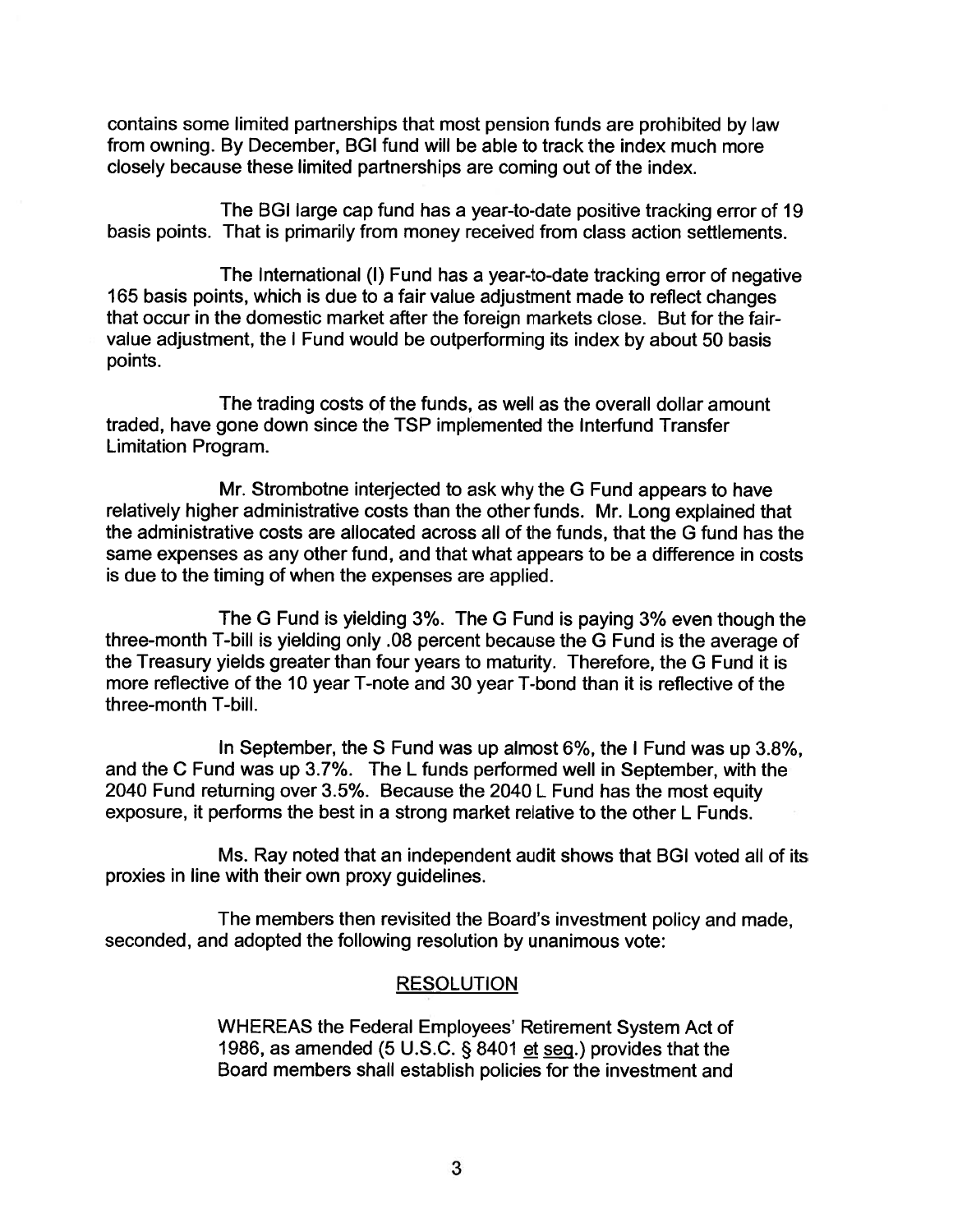contains some limited partnerships that most pension funds are prohibited by law from owning. By December, BGI fund will be able to track the index much more closely because these limited partnerships are coming out of the index.

The BGI large cap fund has a year-to-date positive tracking error of 19 basis points. That is primarily from money received from class action settlements.

The International (I) Fund has a year-to-date tracking error of negative 165 basis points, which is due to a fair value adjustment made to reflect changes that occur in the domestic market after the foreign markets close. But for the fair-value adjustment, the I Fund would be outperforming its index by about 50 basis points.

The trading costs of the funds, as well as the overall dollar amount traded, have gone down since the TSP implemented the Interfund Transfer Limitation Program.

Mr. Strombotne interjected to ask why the G Fund appears to have relatively higher administrative costs than the other funds. Mr. Long explained that the administrative costs are allocated across all of the funds, that the G fund has the same expenses as any other fund, and that what appears to be a difference in costs is due to the timing of when the expenses are applied.

The G Fund is yielding 3%. The G Fund is paying 3% even though the three-month T-bill is yielding only .08 percent because the G Fund is the average of the Treasury yields greater than four years to maturity. Therefore, the G Fund it is more reflective of the 10 year T-note and 30 year T-bond than it is reflective of the three-month T-bill.

In September, the S Fund was up almost 6%, the I Fund was up 3.8%, and the C Fund was up 3.7%. The L funds performed well in September, with the 2040 Fund returning over 3.5%. Because the 2040 L Fund has the most equity exposure, it performs the best in a strong market relative to the other L Funds.

Ms. Ray noted that an independent audit shows that BGI voted all of its proxies in line with their own proxy guidelines.

The members then revisited the Board's investment policy and made, seconded, and adopted the following resolution by unanimous vote:

RESOLUTION

WHEREAS the Federal Employees' Retirement System Act of 1986, as amended (5 U.S.C. § 8401 et seq.) provides that the Board members shall establish policies for the investment and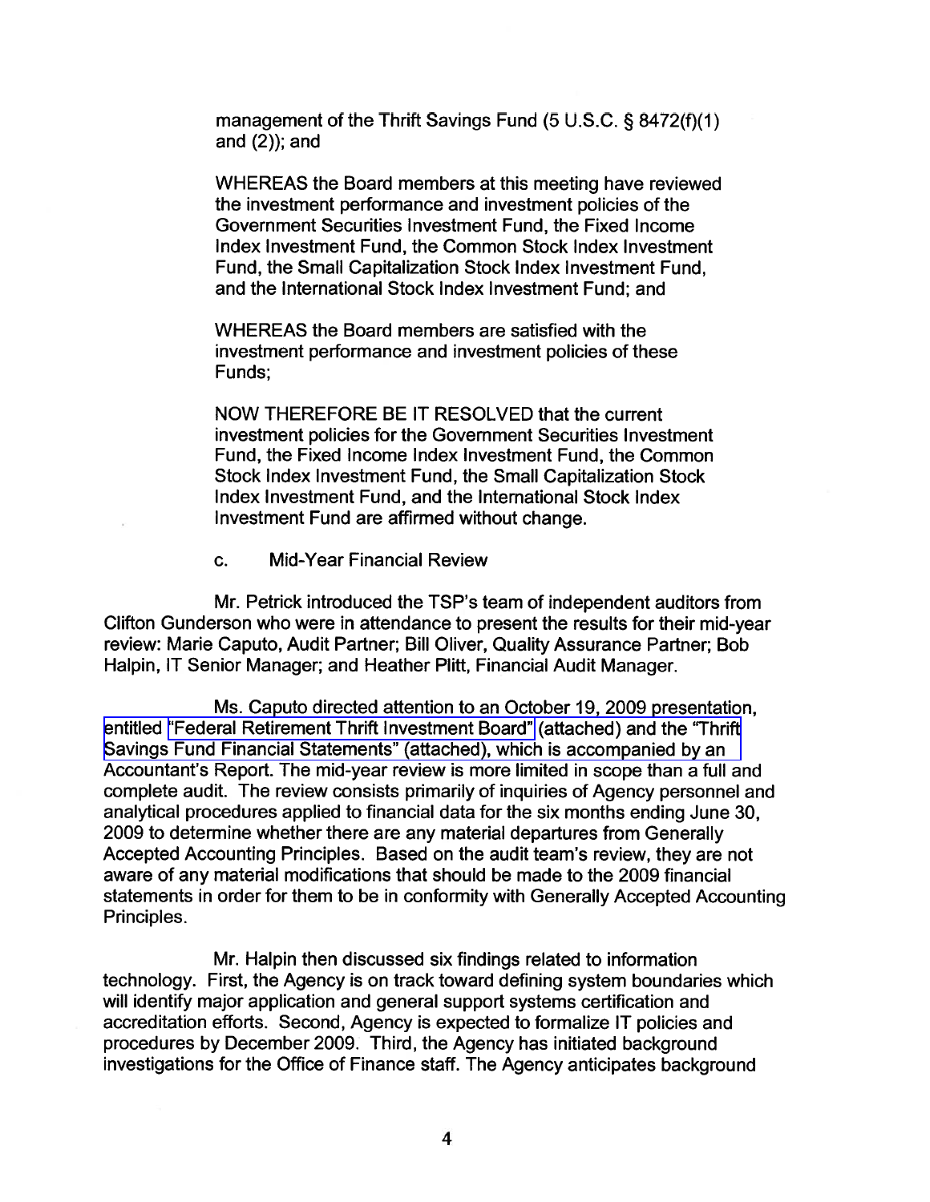management of the Thrift Savings Fund (5 U.S.C. § 8472(f)(1) and (2)); and

WHEREAS the Board members at this meeting have reviewed the investment performance and investment policies of the Government Securities Investment Fund, the Fixed Income Index Investment Fund, the Common Stock Index Investment Fund, the Small Capitalization Stock Index Investment Fund, and the International Stock Index Investment Fund; and

WHEREAS the Board members are satisfied with the investment performance and investment policies of these Funds;

NOW THEREFORE BE IT RESOLVED that the current investment policies for the Government Securities Investment Fund, the Fixed Income Index Investment Fund, the Common Stock Index Investment Fund, the Small Capitalization Stock Index Investment Fund, and the International Stock Index Investment Fund are affirmed without change.

c. Mid-Year Financial Review

Mr. Petrick introduced the TSP's team of independent auditors from Clifton Gunderson who were in attendance to present the results for their mid-year review: Marie Caputo, Audit Partner; Bill Oliver, Quality Assurance Partner; Bob Halpin, IT Senior Manager; and Heather Plitt, Financial Audit Manager.

Ms. Caputo directed attention to an October 19, 2009 presentation, entitled "Federal Retirement Thrift Investment Board" (attached) and the "Thrift Savings Fund Financial Statements" (attached), which is accompanied by an Accountant's Report. The mid-year review is more limited in scope than a full and complete audit. The review consists primarily of inquiries of Agency personnel and analytical procedures applied to financial data for the six months ending June 30, 2009 to determine whether there are any material departures from Generally Accepted Accounting Principles. Based on the audit team's review, they are not aware of any material modifications that should be made to the 2009 financial statements in order for them to be in conformity with Generally Accepted Accounting Principles.

Mr. Halpin then discussed six findings related to information technology. First, the Agency is on track toward defining system boundaries which will identify major application and general support systems certification and accreditation efforts. Second, Agency is expected to formalize IT policies and procedures by December 2009. Third, the Agency has initiated background investigations for the Office of Finance staff. The Agency anticipates background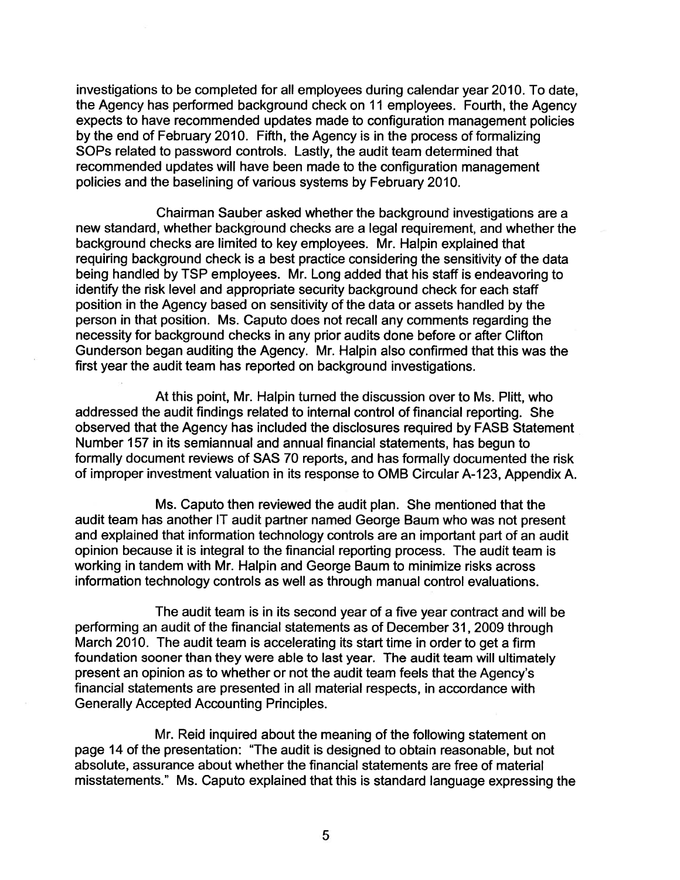investigations to be completed for all employees during calendar year 2010. To date, the Agency has performed background check on 11 employees. Fourth, the Agency expects to have recommended updates made to configuration management policies by the end of February 2010. Fifth, the Agency is in the process of formalizing SOPs related to password controls. Lastly, the audit team determined that recommended updates will have been made to the configuration management policies and the baselining of various systems by February 2010.

Chairman Sauber asked whether the background investigations are a new standard, whether background checks are a legal requirement, and whether the background checks are limited to key employees. Mr. Halpin explained that requiring background check is a best practice considering the sensitivity of the data being handled by TSP employees. Mr. Long added that his staff is endeavoring to identify the risk level and appropriate security background check for each staff position in the Agency based on sensitivity of the data or assets handled by the person in that position. Ms. Caputo does not recall any comments regarding the necessity for background checks in any prior audits done before or after Clifton Gunderson began auditing the Agency. Mr. Halpin also confirmed that this was the first year the audit team has reported on background investigations.

At this point, Mr. Halpin turned the discussion over to Ms. Plitt, who addressed the audit findings related to internal control of financial reporting. She observed that the Agency has included the disclosures required by FASB Statement Number 157 in its semiannual and annual financial statements, has begun to formally document reviews of SAS 70 reports, and has formally documented the risk of improper investment valuation in its response to OMB Circular A-123, Appendix A.

Ms. Caputo then reviewed the audit plan. She mentioned that the audit team has another IT audit partner named George Baum who was not present and explained that information technology controls are an important part of an audit opinion because it is integral to the financial reporting process. The audit team is working in tandem with Mr. Halpin and George Baum to minimize risks across information technology controls as well as through manual control evaluations.

The audit team is in its second year of a five year contract and will be performing an audit of the financial statements as of December 31, 2009 through March 2010. The audit team is accelerating its start time in order to get a firm foundation sooner than they were able to last year. The audit team will ultimately present an opinion as to whether or not the audit team feels that the Agency's financial statements are presented in all material respects, in accordance with Generally Accepted Accounting Principles.

Mr. Reid inquired about the meaning of the following statement on page 14 of the presentation: "The audit is designed to obtain reasonable, but not absolute, assurance about whether the financial statements are free of material misstatements." Ms. Caputo explained that this is standard language expressing the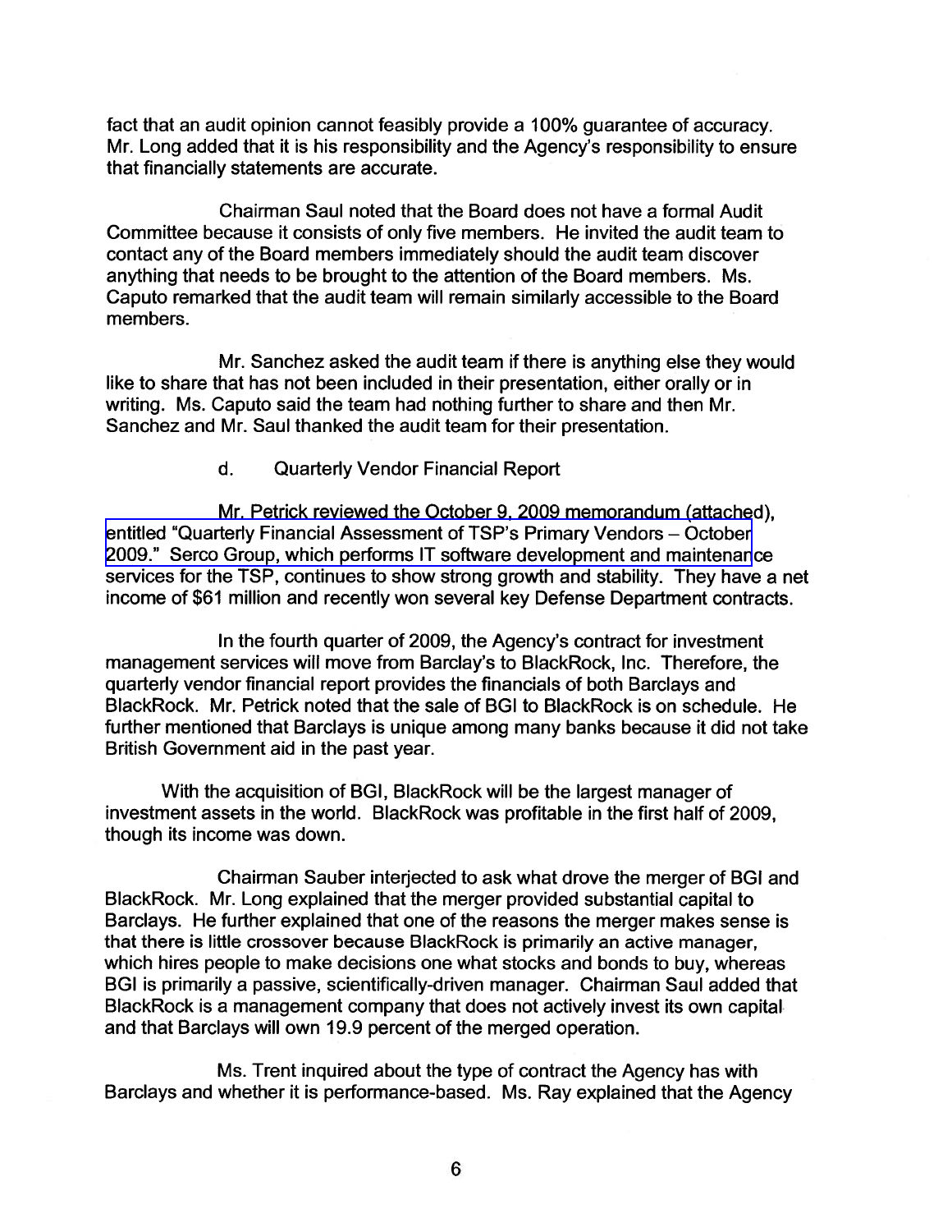fact that an audit opinion cannot feasibly provide a 100% guarantee of accuracy. Mr. Long added that it is his responsibility and the Agency's responsibility to ensure that financially statements are accurate.

Chairman Saul noted that the Board does not have a formal Audit Committee because it consists of only five members. He invited the audit team to contact any of the Board members immediately should the audit team discover anything that needs to be brought to the attention of the Board members. Ms. Caputo remarked that the audit team will remain similarly accessible to the Board members.

Mr. Sanchez asked the audit team if there is anything else they would like to share that has not been included in their presentation, either orally or in writing. Ms. Caputo said the team had nothing further to share and then Mr. Sanchez and Mr. Saul thanked the audit team for their presentation.

d. Quarterly Vendor Financial Report

Mr. Petrick reviewed the October 9, 2009 memorandum (attached), entitled "Quarterly Financial Assessment of TSP's Primary Vendors – October 2009." Serco Group, which performs IT software development and maintenance services for the TSP, continues to show strong growth and stability. They have a net income of $61 million and recently won several key Defense Department contracts.

In the fourth quarter of 2009, the Agency's contract for investment management services will move from Barclay's to BlackRock, Inc. Therefore, the quarterly vendor financial report provides the financials of both Barclays and BlackRock. Mr. Petrick noted that the sale of BGI to BlackRock is on schedule. He further mentioned that Barclays is unique among many banks because it did not take British Government aid in the past year.

With the acquisition of BGI, BlackRock will be the largest manager of investment assets in the world. BlackRock was profitable in the first half of 2009, though its income was down.

Chairman Sauber interjected to ask what drove the merger of BGI and BlackRock. Mr. Long explained that the merger provided substantial capital to Barclays. He further explained that one of the reasons the merger makes sense is that there is little crossover because BlackRock is primarily an active manager, which hires people to make decisions one what stocks and bonds to buy, whereas BGI is primarily a passive, scientifically-driven manager. Chairman Saul added that BlackRock is a management company that does not actively invest its own capital and that Barclays will own 19.9 percent of the merged operation.

Ms. Trent inquired about the type of contract the Agency has with Barclays and whether it is performance-based. Ms. Ray explained that the Agency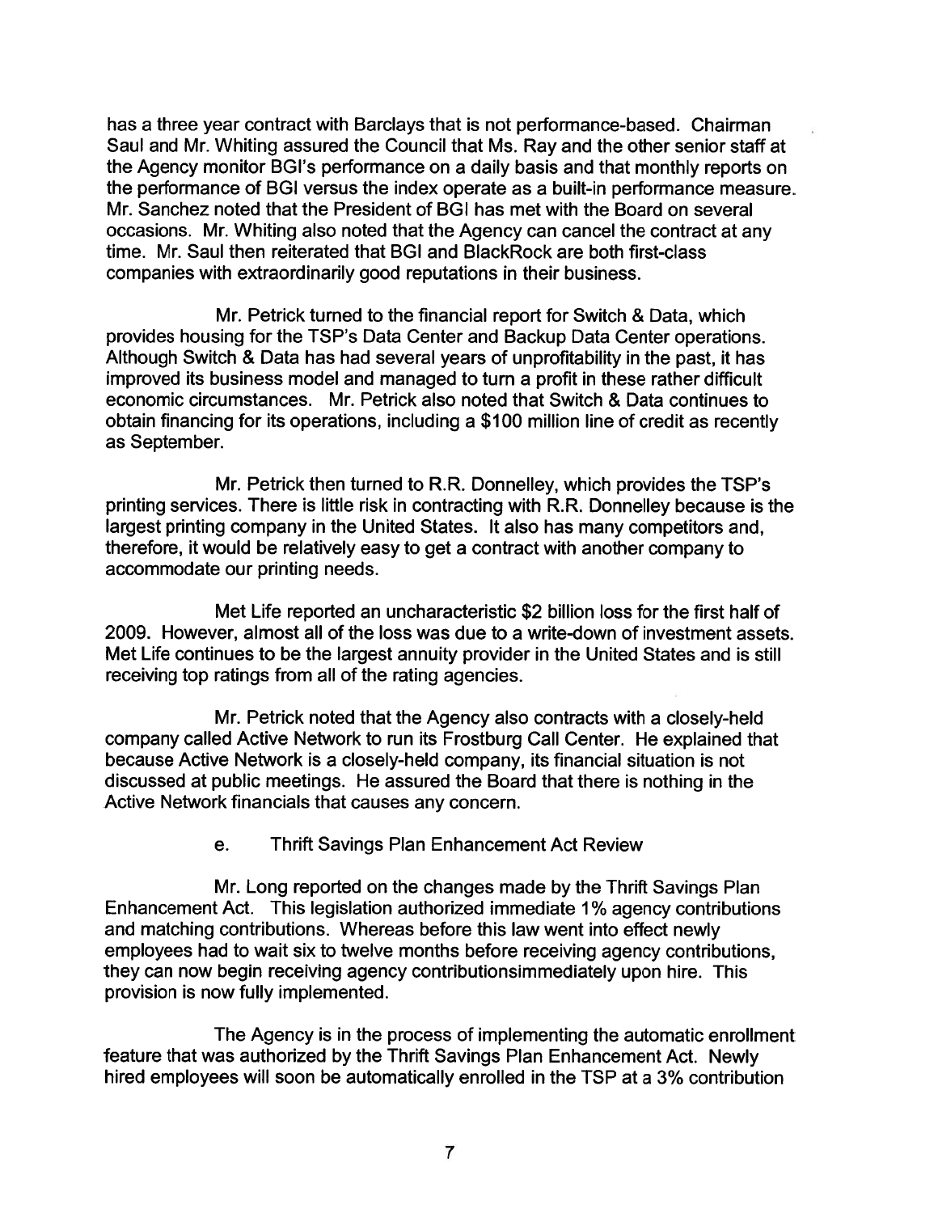has a three year contract with Barclays that is not performance-based. Chairman Saul and Mr. Whiting assured the Council that Ms. Ray and the other senior staff at the Agency monitor BGI's performance on a daily basis and that monthly reports on the performance of BGI versus the index operate as a built-in performance measure. Mr. Sanchez noted that the President of BGI has met with the Board on several occasions. Mr. Whiting also noted that the Agency can cancel the contract at any time. Mr. Saul then reiterated that BGI and BlackRock are both first-class companies with extraordinarily good reputations in their business.

Mr. Petrick turned to the financial report for Switch & Data, which provides housing for the TSP's Data Center and Backup Data Center operations. Although Switch & Data has had several years of unprofitability in the past, it has improved its business model and managed to turn a profit in these rather difficult economic circumstances. Mr. Petrick also noted that Switch & Data continues to obtain financing for its operations, including a $100 million line of credit as recently as September.

Mr. Petrick then turned to R.R. Donnelley, which provides the TSP's printing services. There is little risk in contracting with R.R. Donnelley because is the largest printing company in the United States. It also has many competitors and, therefore, it would be relatively easy to get a contract with another company to accommodate our printing needs.

Met Life reported an uncharacteristic $2 billion loss for the first half of 2009. However, almost all of the loss was due to a write-down of investment assets. Met Life continues to be the largest annuity provider in the United States and is still receiving top ratings from all of the rating agencies.

Mr. Petrick noted that the Agency also contracts with a closely-held company called Active Network to run its Frostburg Call Center. He explained that because Active Network is a closely-held company, its financial situation is not discussed at public meetings. He assured the Board that there is nothing in the Active Network financials that causes any concern.

e. Thrift Savings Plan Enhancement Act Review

Mr. Long reported on the changes made by the Thrift Savings Plan Enhancement Act. This legislation authorized immediate 1% agency contributions and matching contributions. Whereas before this law went into effect newly employees had to wait six to twelve months before receiving agency contributions, they can now begin receiving agency contributionsimmediately upon hire. This provision is now fully implemented.

The Agency is in the process of implementing the automatic enrollment feature that was authorized by the Thrift Savings Plan Enhancement Act. Newly hired employees will soon be automatically enrolled in the TSP at a 3% contribution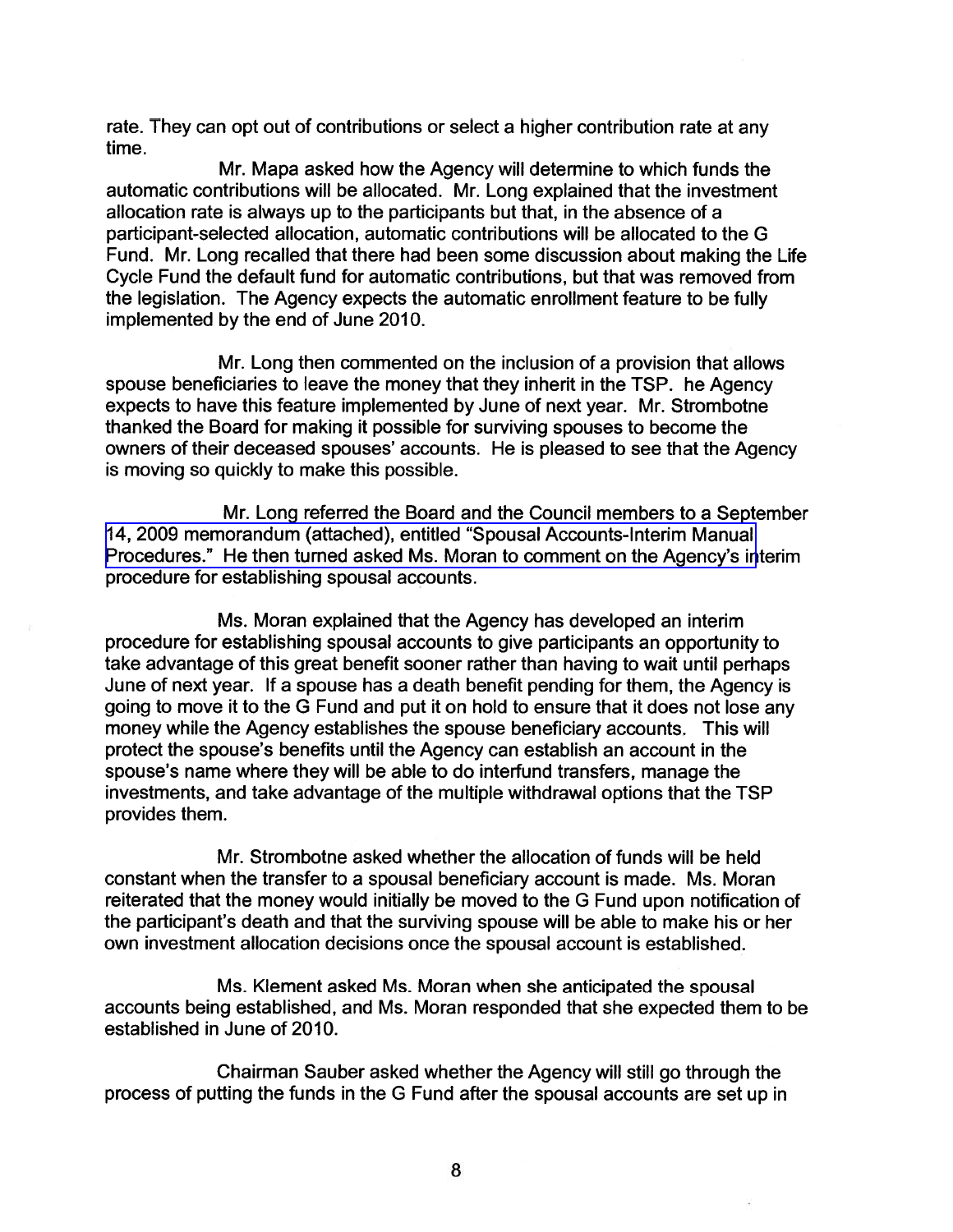rate. They can opt out of contributions or select a higher contribution rate at any time.

Mr. Mapa asked how the Agency will determine to which funds the automatic contributions will be allocated. Mr. Long explained that the investment allocation rate is always up to the participants but that, in the absence of a participant-selected allocation, automatic contributions will be allocated to the G Fund. Mr. Long recalled that there had been some discussion about making the Life Cycle Fund the default fund for automatic contributions, but that was removed from the legislation. The Agency expects the automatic enrollment feature to be fully implemented by the end of June 2010.

Mr. Long then commented on the inclusion of a provision that allows spouse beneficiaries to leave the money that they inherit in the TSP. he Agency expects to have this feature implemented by June of next year. Mr. Strombotne thanked the Board for making it possible for surviving spouses to become the owners of their deceased spouses' accounts. He is pleased to see that the Agency is moving so quickly to make this possible.

Mr. Long referred the Board and the Council members to a September 14, 2009 memorandum (attached), entitled "Spousal Accounts-Interim Manual Procedures." He then turned asked Ms. Moran to comment on the Agency's interim procedure for establishing spousal accounts.

Ms. Moran explained that the Agency has developed an interim procedure for establishing spousal accounts to give participants an opportunity to take advantage of this great benefit sooner rather than having to wait until perhaps June of next year. If a spouse has a death benefit pending for them, the Agency is going to move it to the G Fund and put it on hold to ensure that it does not lose any money while the Agency establishes the spouse beneficiary accounts. This will protect the spouse's benefits until the Agency can establish an account in the spouse's name where they will be able to do interfund transfers, manage the investments, and take advantage of the multiple withdrawal options that the TSP provides them.

Mr. Strombotne asked whether the allocation of funds will be held constant when the transfer to a spousal beneficiary account is made. Ms. Moran reiterated that the money would initially be moved to the G Fund upon notification of the participant's death and that the surviving spouse will be able to make his or her own investment allocation decisions once the spousal account is established.

Ms. Klement asked Ms. Moran when she anticipated the spousal accounts being established, and Ms. Moran responded that she expected them to be established in June of 2010.

Chairman Sauber asked whether the Agency will still go through the process of putting the funds in the G Fund after the spousal accounts are set up in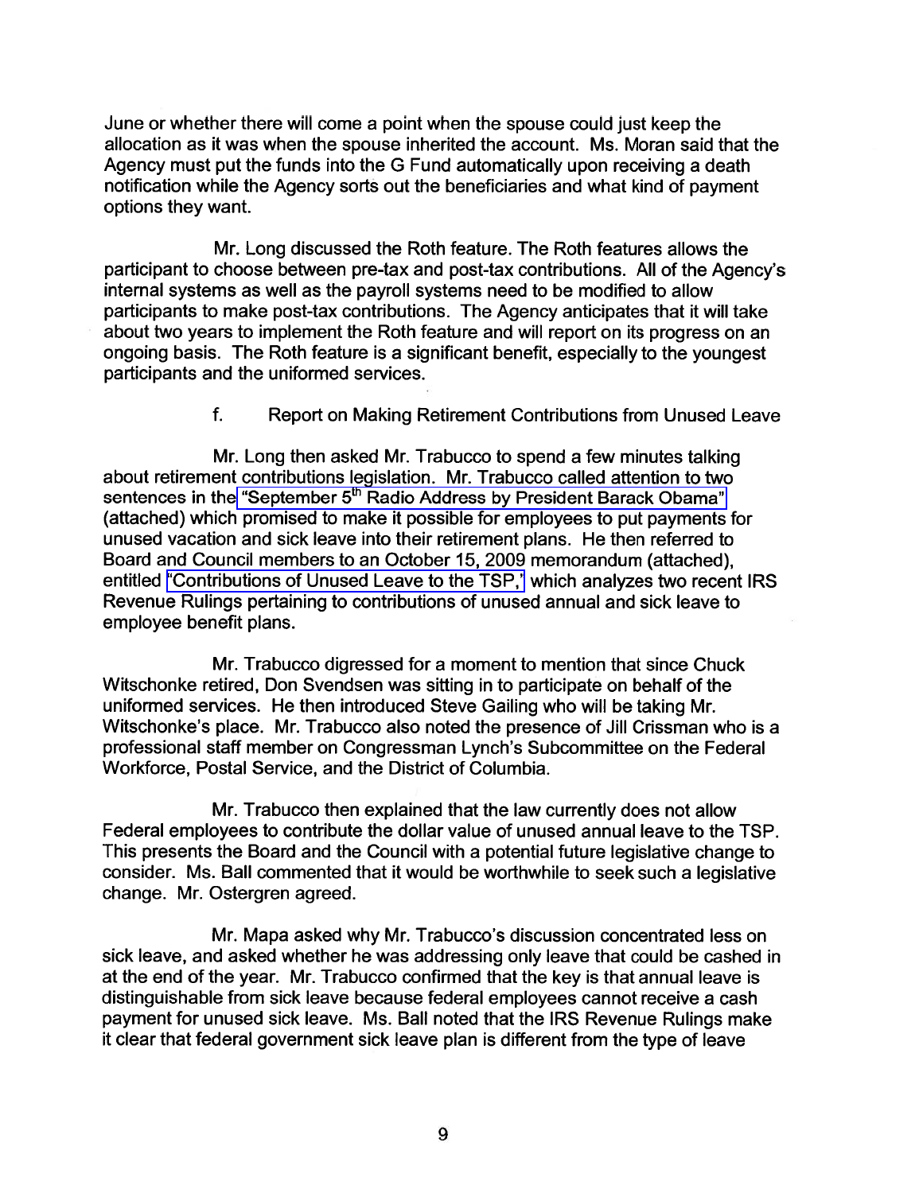June or whether there will come a point when the spouse could just keep the allocation as it was when the spouse inherited the account. Ms. Moran said that the Agency must put the funds into the G Fund automatically upon receiving a death notification while the Agency sorts out the beneficiaries and what kind of payment options they want.

Mr. Long discussed the Roth feature. The Roth features allows the participant to choose between pre-tax and post-tax contributions. All of the Agency's internal systems as well as the payroll systems need to be modified to allow participants to make post-tax contributions. The Agency anticipates that it will take about two years to implement the Roth feature and will report on its progress on an ongoing basis. The Roth feature is a significant benefit, especially to the youngest participants and the uniformed services.

f. Report on Making Retirement Contributions from Unused Leave

Mr. Long then asked Mr. Trabucco to spend a few minutes talking about retirement contributions legislation. Mr. Trabucco called attention to two sentences in the "September 5th Radio Address by President Barack Obama" (attached) which promised to make it possible for employees to put payments for unused vacation and sick leave into their retirement plans. He then referred to Board and Council members to an October 15, 2009 memorandum (attached), entitled "Contributions of Unused Leave to the TSP," which analyzes two recent IRS Revenue Rulings pertaining to contributions of unused annual and sick leave to employee benefit plans.

Mr. Trabucco digressed for a moment to mention that since Chuck Witschonke retired, Don Svendsen was sitting in to participate on behalf of the uniformed services. He then introduced Steve Gailing who will be taking Mr. Witschonke's place. Mr. Trabucco also noted the presence of Jill Crissman who is a professional staff member on Congressman Lynch's Subcommittee on the Federal Workforce, Postal Service, and the District of Columbia.

Mr. Trabucco then explained that the law currently does not allow Federal employees to contribute the dollar value of unused annual leave to the TSP. This presents the Board and the Council with a potential future legislative change to consider. Ms. Ball commented that it would be worthwhile to seek such a legislative change. Mr. Ostergren agreed.

Mr. Mapa asked why Mr. Trabucco's discussion concentrated less on sick leave, and asked whether he was addressing only leave that could be cashed in at the end of the year. Mr. Trabucco confirmed that the key is that annual leave is distinguishable from sick leave because federal employees cannot receive a cash payment for unused sick leave. Ms. Ball noted that the IRS Revenue Rulings make it clear that federal government sick leave plan is different from the type of leave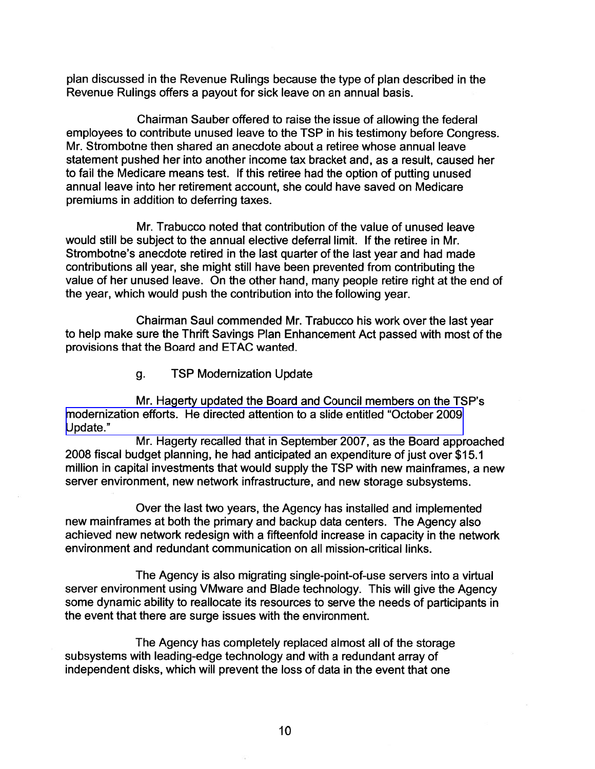plan discussed in the Revenue Rulings because the type of plan described in the Revenue Rulings offers a payout for sick leave on an annual basis.

Chairman Sauber offered to raise the issue of allowing the federal employees to contribute unused leave to the TSP in his testimony before Congress. Mr. Strombotne then shared an anecdote about a retiree whose annual leave statement pushed her into another income tax bracket and, as a result, caused her to fail the Medicare means test. If this retiree had the option of putting unused annual leave into her retirement account, she could have saved on Medicare premiums in addition to deferring taxes.

Mr. Trabucco noted that contribution of the value of unused leave would still be subject to the annual elective deferral limit. If the retiree in Mr. Strombotne's anecdote retired in the last quarter of the last year and had made contributions all year, she might still have been prevented from contributing the value of her unused leave. On the other hand, many people retire right at the end of the year, which would push the contribution into the following year.

Chairman Saul commended Mr. Trabucco his work over the last year to help make sure the Thrift Savings Plan Enhancement Act passed with most of the provisions that the Board and ETAC wanted.

g. TSP Modernization Update

Mr. Hagerty updated the Board and Council members on the TSP's modernization efforts. He directed attention to a slide entitled "October 2009 Update."

Mr. Hagerty recalled that in September 2007, as the Board approached 2008 fiscal budget planning, he had anticipated an expenditure of just over $15.1 million in capital investments that would supply the TSP with new mainframes, a new server environment, new network infrastructure, and new storage subsystems.

Over the last two years, the Agency has installed and implemented new mainframes at both the primary and backup data centers. The Agency also achieved new network redesign with a fifteenfold increase in capacity in the network environment and redundant communication on all mission-critical links.

The Agency is also migrating single-point-of-use servers into a virtual server environment using VMware and Blade technology. This will give the Agency some dynamic ability to reallocate its resources to serve the needs of participants in the event that there are surge issues with the environment.

The Agency has completely replaced almost all of the storage subsystems with leading-edge technology and with a redundant array of independent disks, which will prevent the loss of data in the event that one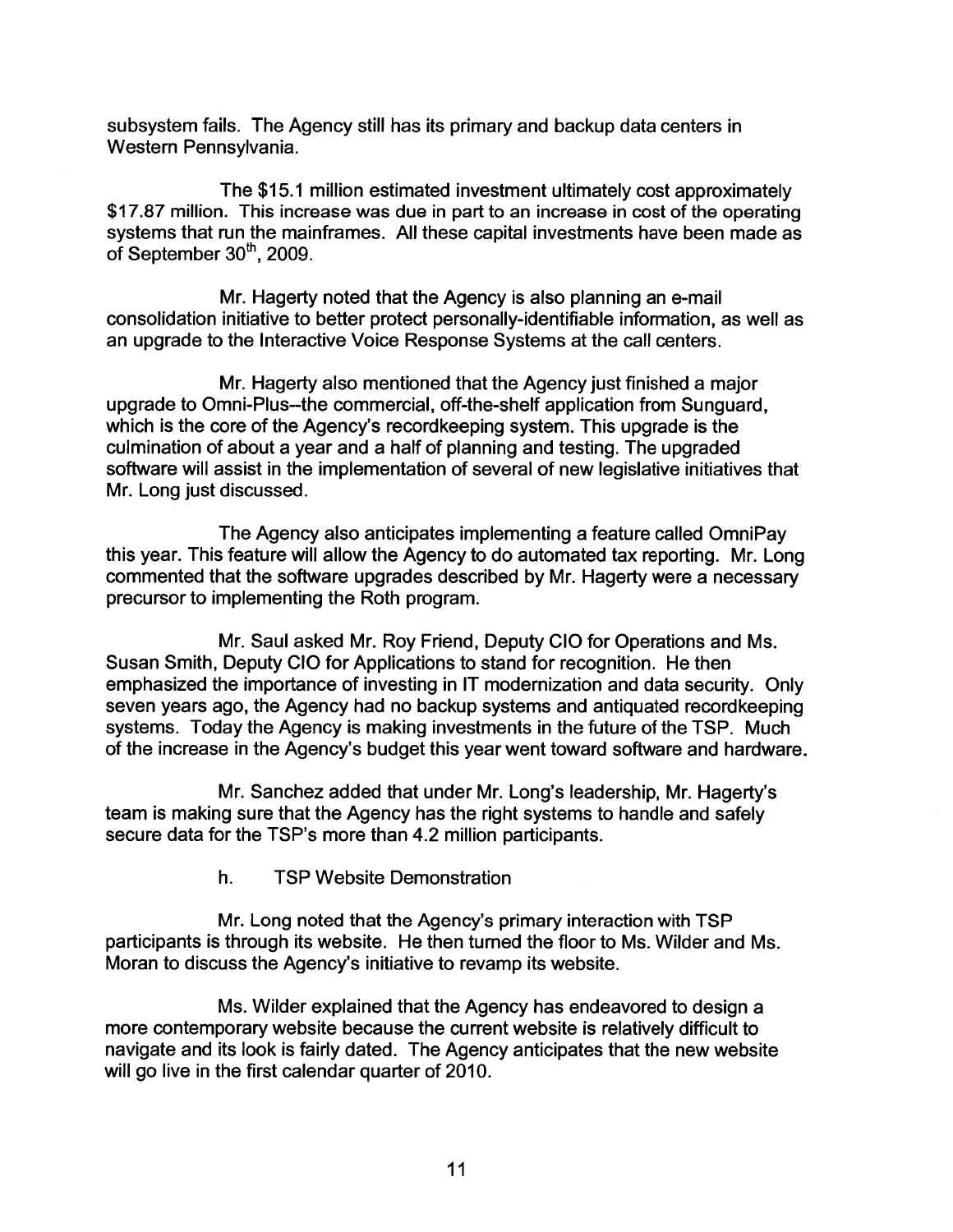subsystem fails. The Agency still has its primary and backup data centers in Western Pennsylvania.

The $15.1 million estimated investment ultimately cost approximately $17.87 million. This increase was due in part to an increase in cost of the operating systems that run the mainframes. All these capital investments have been made as of September 30th, 2009.

Mr. Hagerty noted that the Agency is also planning an e-mail consolidation initiative to better protect personally-identifiable information, as well as an upgrade to the Interactive Voice Response Systems at the call centers.

Mr. Hagerty also mentioned that the Agency just finished a major upgrade to Omni-Plus--the commercial, off-the-shelf application from Sunguard, which is the core of the Agency's recordkeeping system. This upgrade is the culmination of about a year and a half of planning and testing. The upgraded software will assist in the implementation of several of new legislative initiatives that Mr. Long just discussed.

The Agency also anticipates implementing a feature called OmniPay this year. This feature will allow the Agency to do automated tax reporting. Mr. Long commented that the software upgrades described by Mr. Hagerty were a necessary precursor to implementing the Roth program.

Mr. Saul asked Mr. Roy Friend, Deputy CIO for Operations and Ms. Susan Smith, Deputy CIO for Applications to stand for recognition. He then emphasized the importance of investing in IT modernization and data security. Only seven years ago, the Agency had no backup systems and antiquated recordkeeping systems. Today the Agency is making investments in the future of the TSP. Much of the increase in the Agency's budget this year went toward software and hardware.

Mr. Sanchez added that under Mr. Long's leadership, Mr. Hagerty's team is making sure that the Agency has the right systems to handle and safely secure data for the TSP's more than 4.2 million participants.

h. TSP Website Demonstration

Mr. Long noted that the Agency's primary interaction with TSP participants is through its website. He then turned the floor to Ms. Wilder and Ms. Moran to discuss the Agency's initiative to revamp its website.

Ms. Wilder explained that the Agency has endeavored to design a more contemporary website because the current website is relatively difficult to navigate and its look is fairly dated. The Agency anticipates that the new website will go live in the first calendar quarter of 2010.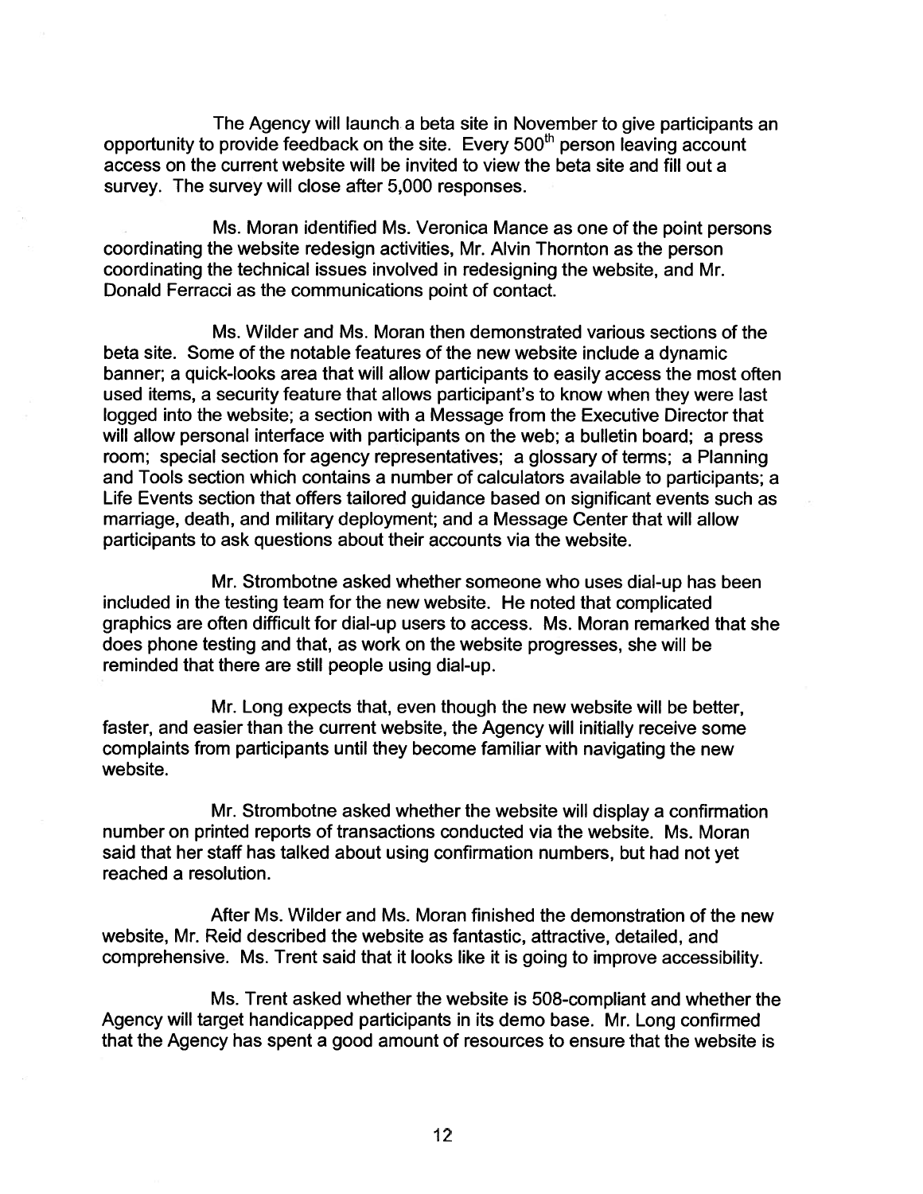The Agency will launch a beta site in November to give participants an opportunity to provide feedback on the site. Every 500th person leaving account access on the current website will be invited to view the beta site and fill out a survey. The survey will close after 5,000 responses.

Ms. Moran identified Ms. Veronica Mance as one of the point persons coordinating the website redesign activities, Mr. Alvin Thornton as the person coordinating the technical issues involved in redesigning the website, and Mr. Donald Ferracci as the communications point of contact.

Ms. Wilder and Ms. Moran then demonstrated various sections of the beta site. Some of the notable features of the new website include a dynamic banner; a quick-looks area that will allow participants to easily access the most often used items, a security feature that allows participant's to know when they were last logged into the website; a section with a Message from the Executive Director that will allow personal interface with participants on the web; a bulletin board; a press room; special section for agency representatives; a glossary of terms; a Planning and Tools section which contains a number of calculators available to participants; a Life Events section that offers tailored guidance based on significant events such as marriage, death, and military deployment; and a Message Center that will allow participants to ask questions about their accounts via the website.

Mr. Strombotne asked whether someone who uses dial-up has been included in the testing team for the new website. He noted that complicated graphics are often difficult for dial-up users to access. Ms. Moran remarked that she does phone testing and that, as work on the website progresses, she will be reminded that there are still people using dial-up.

Mr. Long expects that, even though the new website will be better, faster, and easier than the current website, the Agency will initially receive some complaints from participants until they become familiar with navigating the new website.

Mr. Strombotne asked whether the website will display a confirmation number on printed reports of transactions conducted via the website. Ms. Moran said that her staff has talked about using confirmation numbers, but had not yet reached a resolution.

After Ms. Wilder and Ms. Moran finished the demonstration of the new website, Mr. Reid described the website as fantastic, attractive, detailed, and comprehensive. Ms. Trent said that it looks like it is going to improve accessibility.

Ms. Trent asked whether the website is 508-compliant and whether the Agency will target handicapped participants in its demo base. Mr. Long confirmed that the Agency has spent a good amount of resources to ensure that the website is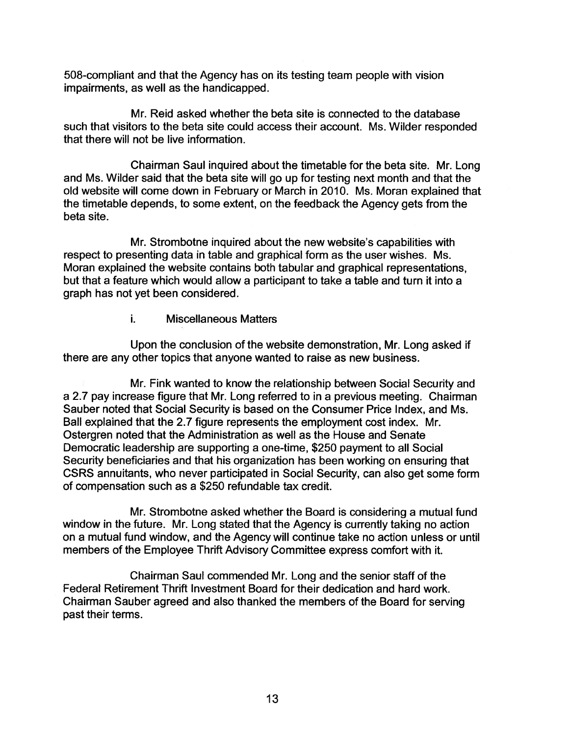508-compliant and that the Agency has on its testing team people with vision impairments, as well as the handicapped.

Mr. Reid asked whether the beta site is connected to the database such that visitors to the beta site could access their account. Ms. Wilder responded that there will not be live information.

Chairman Saul inquired about the timetable for the beta site. Mr. Long and Ms. Wilder said that the beta site will go up for testing next month and that the old website will come down in February or March in 2010. Ms. Moran explained that the timetable depends, to some extent, on the feedback the Agency gets from the beta site.

Mr. Strombotne inquired about the new website's capabilities with respect to presenting data in table and graphical form as the user wishes. Ms. Moran explained the website contains both tabular and graphical representations, but that a feature which would allow a participant to take a table and turn it into a graph has not yet been considered.

i. Miscellaneous Matters

Upon the conclusion of the website demonstration, Mr. Long asked if there are any other topics that anyone wanted to raise as new business.

Mr. Fink wanted to know the relationship between Social Security and a 2.7 pay increase figure that Mr. Long referred to in a previous meeting. Chairman Sauber noted that Social Security is based on the Consumer Price Index, and Ms. Ball explained that the 2.7 figure represents the employment cost index. Mr. Ostergren noted that the Administration as well as the House and Senate Democratic leadership are supporting a one-time, $250 payment to all Social Security beneficiaries and that his organization has been working on ensuring that CSRS annuitants, who never participated in Social Security, can also get some form of compensation such as a $250 refundable tax credit.

Mr. Strombotne asked whether the Board is considering a mutual fund window in the future. Mr. Long stated that the Agency is currently taking no action on a mutual fund window, and the Agency will continue take no action unless or until members of the Employee Thrift Advisory Committee express comfort with it.

Chairman Saul commended Mr. Long and the senior staff of the Federal Retirement Thrift Investment Board for their dedication and hard work. Chairman Sauber agreed and also thanked the members of the Board for serving past their terms.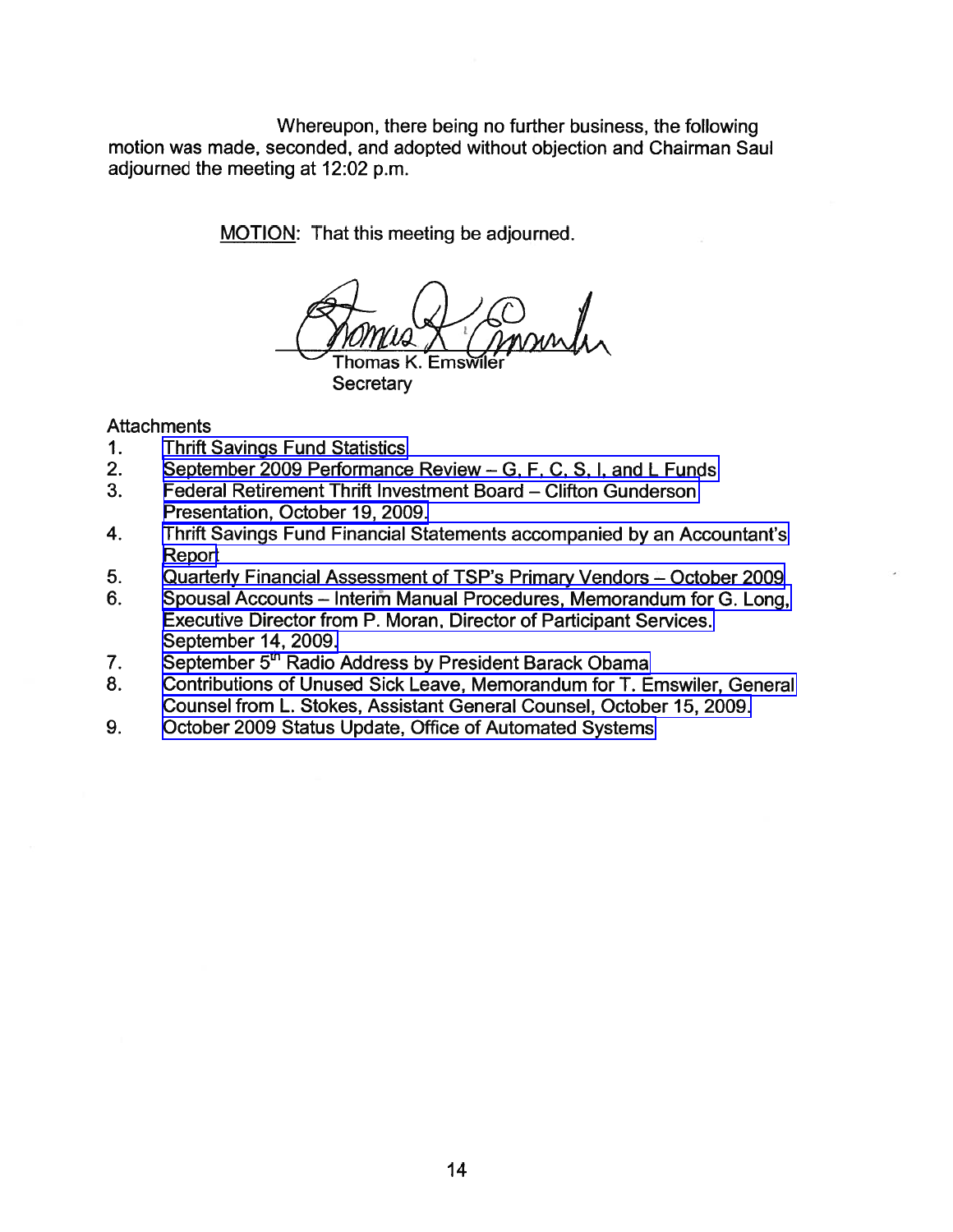Whereupon, there being no further business, the following motion was made, seconded, and adopted without objection and Chairman Saul adjourned the meeting at 12:02 p.m.

MOTION: That this meeting be adjourned.

Thomas K. Emswiler
Secretary

Attachments

1. Thrift Savings Fund Statistics
2. September 2009 Performance Review – G, F, C, S, I, and L Funds
3. Federal Retirement Thrift Investment Board – Clifton Gunderson Presentation, October 19, 2009.
4. Thrift Savings Fund Financial Statements accompanied by an Accountant's Report
5. Quarterly Financial Assessment of TSP's Primary Vendors – October 2009
6. Spousal Accounts – Interim Manual Procedures, Memorandum for G. Long, Executive Director from P. Moran, Director of Participant Services, September 14, 2009.
7. September 5th Radio Address by President Barack Obama
8. Contributions of Unused Sick Leave, Memorandum for T. Emswiler, General Counsel from L. Stokes, Assistant General Counsel, October 15, 2009.
9. October 2009 Status Update, Office of Automated Systems